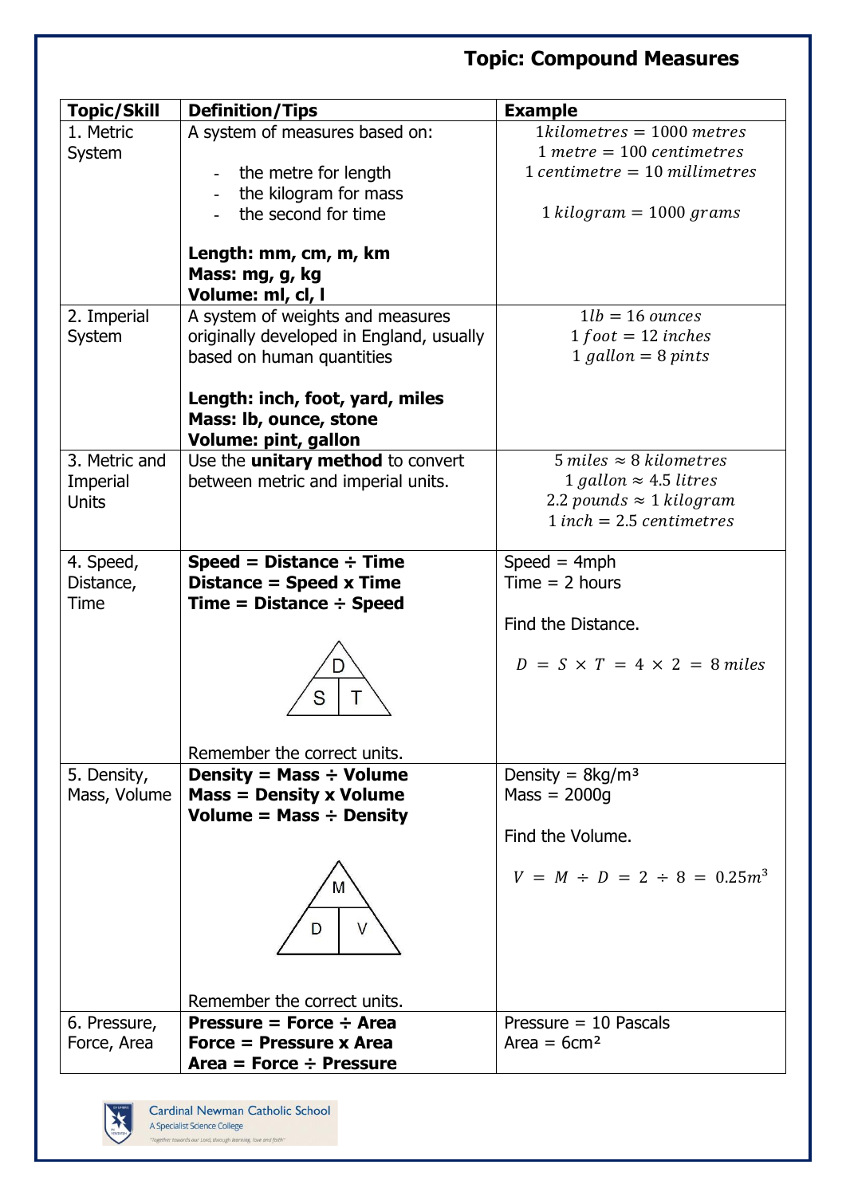## Topic: Compound Measures

| Topic/Skill | Definition/Tips | Example |
|---|---|---|
| 1. Metric System | A system of measures based on:<br>- the metre for length<br>- the kilogram for mass<br>- the second for time<br><br>**Length: mm, cm, m, km**<br>**Mass: mg, g, kg**<br>**Volume: ml, cl, l** | $1 kilometres = 1000\ metres$<br>$1\ metre = 100\ centimetres$<br>$1\ centimetre = 10\ millimetres$<br><br>$1\ kilogram = 1000\ grams$ |
| 2. Imperial System | A system of weights and measures originally developed in England, usually based on human quantities<br><br>**Length: inch, foot, yard, miles**<br>**Mass: lb, ounce, stone**<br>**Volume: pint, gallon** | $1lb = 16\ ounces$<br>$1\ foot = 12\ inches$<br>$1\ gallon = 8\ pints$ |
| 3. Metric and Imperial Units | Use the **unitary method** to convert between metric and imperial units. | $5\ miles \approx 8\ kilometres$<br>$1\ gallon \approx 4.5\ litres$<br>$2.2\ pounds \approx 1\ kilogram$<br>$1\ inch = 2.5\ centimetres$ |
| 4. Speed, Distance, Time | **Speed = Distance ÷ Time**<br>**Distance = Speed x Time**<br>**Time = Distance ÷ Speed**<br><br>D / S T<br><br>Remember the correct units. | Speed = 4mph<br>Time = 2 hours<br><br>Find the Distance.<br><br>$D = S \times T = 4 \times 2 = 8\ miles$ |
| 5. Density, Mass, Volume | **Density = Mass ÷ Volume**<br>**Mass = Density x Volume**<br>**Volume = Mass ÷ Density**<br><br>M / D V<br><br>Remember the correct units. | Density = 8kg/m³<br>Mass = 2000g<br><br>Find the Volume.<br><br>$V = M \div D = 2 \div 8 = 0.25m^3$ |
| 6. Pressure, Force, Area | **Pressure = Force ÷ Area**<br>**Force = Pressure x Area**<br>**Area = Force ÷ Pressure** | Pressure = 10 Pascals<br>Area = 6cm² |

Cardinal Newman Catholic School
A Specialist Science College
"Together towards our Lord, through learning, love and faith"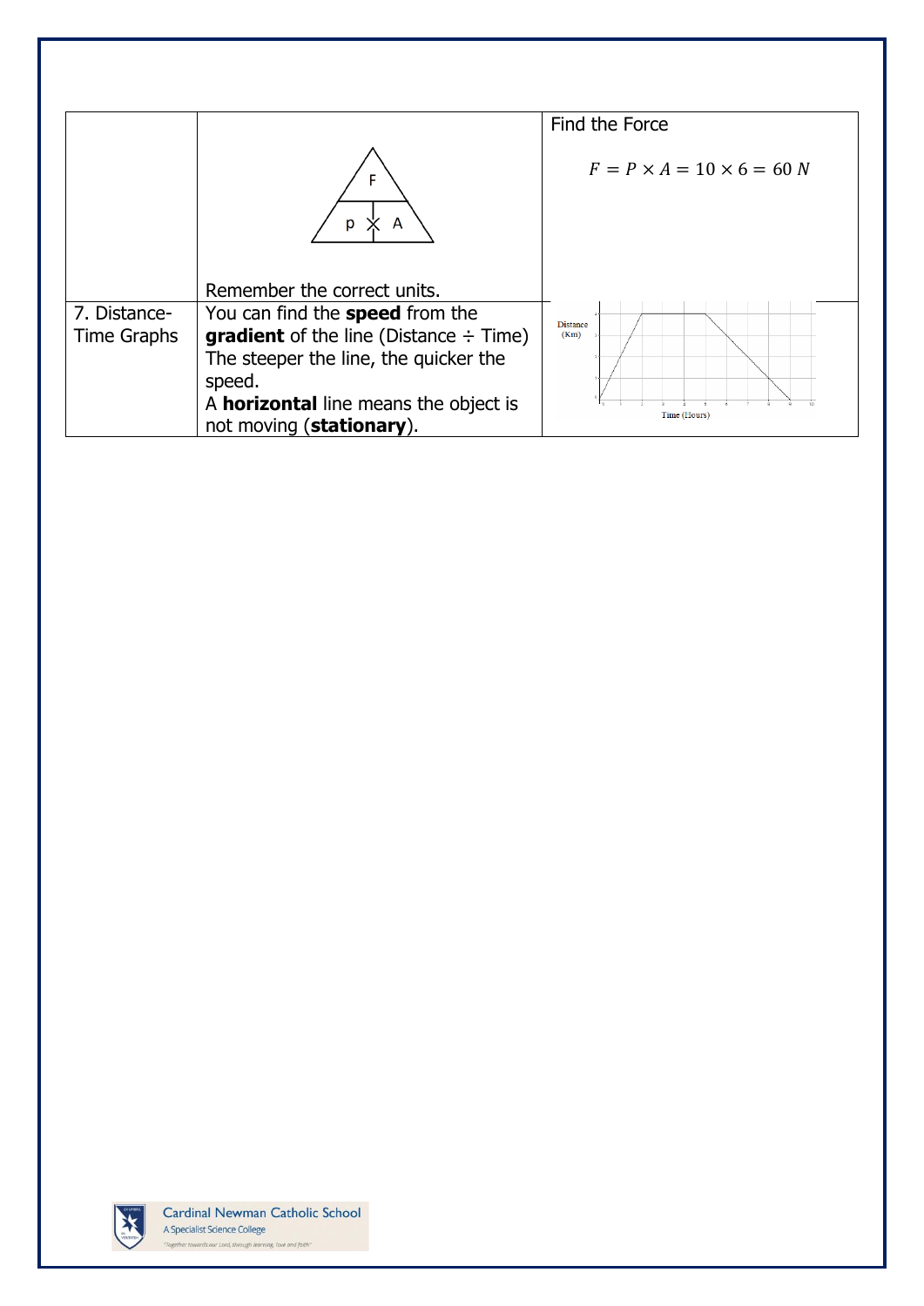| | | |
|---|---|---|
| | F<br>p × A<br><br>Remember the correct units. | Find the Force<br><br>$F = P \times A = 10 \times 6 = 60\ N$ |
| 7. Distance-Time Graphs | You can find the **speed** from the **gradient** of the line (Distance ÷ Time)<br>The steeper the line, the quicker the speed.<br>A **horizontal** line means the object is not moving (**stationary**). | Distance (Km)<br>Time (Hours) |